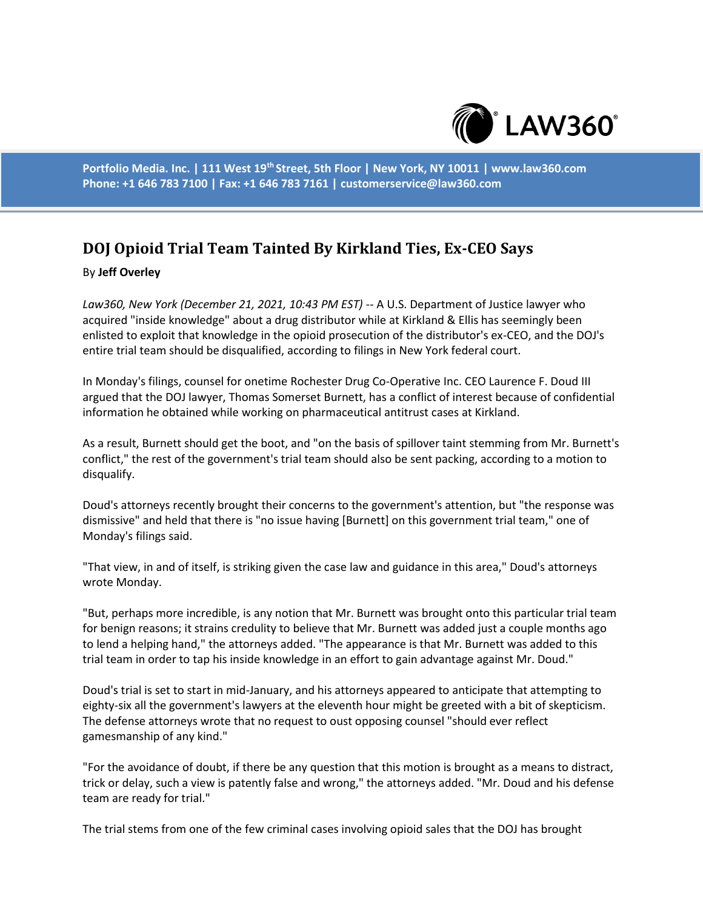# DOJ Opioid Trial Team Tainted By Kirkland Ties, Ex-CEO Says

By **Jeff Overley**

*Law360, New York (December 21, 2021, 10:43 PM EST)* -- A U.S. Department of Justice lawyer who acquired "inside knowledge" about a drug distributor while at Kirkland & Ellis has seemingly been enlisted to exploit that knowledge in the opioid prosecution of the distributor's ex-CEO, and the DOJ's entire trial team should be disqualified, according to filings in New York federal court.

In Monday's filings, counsel for onetime Rochester Drug Co-Operative Inc. CEO Laurence F. Doud III argued that the DOJ lawyer, Thomas Somerset Burnett, has a conflict of interest because of confidential information he obtained while working on pharmaceutical antitrust cases at Kirkland.

As a result, Burnett should get the boot, and "on the basis of spillover taint stemming from Mr. Burnett's conflict," the rest of the government's trial team should also be sent packing, according to a motion to disqualify.

Doud's attorneys recently brought their concerns to the government's attention, but "the response was dismissive" and held that there is "no issue having [Burnett] on this government trial team," one of Monday's filings said.

"That view, in and of itself, is striking given the case law and guidance in this area," Doud's attorneys wrote Monday.

"But, perhaps more incredible, is any notion that Mr. Burnett was brought onto this particular trial team for benign reasons; it strains credulity to believe that Mr. Burnett was added just a couple months ago to lend a helping hand," the attorneys added. "The appearance is that Mr. Burnett was added to this trial team in order to tap his inside knowledge in an effort to gain advantage against Mr. Doud."

Doud's trial is set to start in mid-January, and his attorneys appeared to anticipate that attempting to eighty-six all the government's lawyers at the eleventh hour might be greeted with a bit of skepticism. The defense attorneys wrote that no request to oust opposing counsel "should ever reflect gamesmanship of any kind."

"For the avoidance of doubt, if there be any question that this motion is brought as a means to distract, trick or delay, such a view is patently false and wrong," the attorneys added. "Mr. Doud and his defense team are ready for trial."

The trial stems from one of the few criminal cases involving opioid sales that the DOJ has brought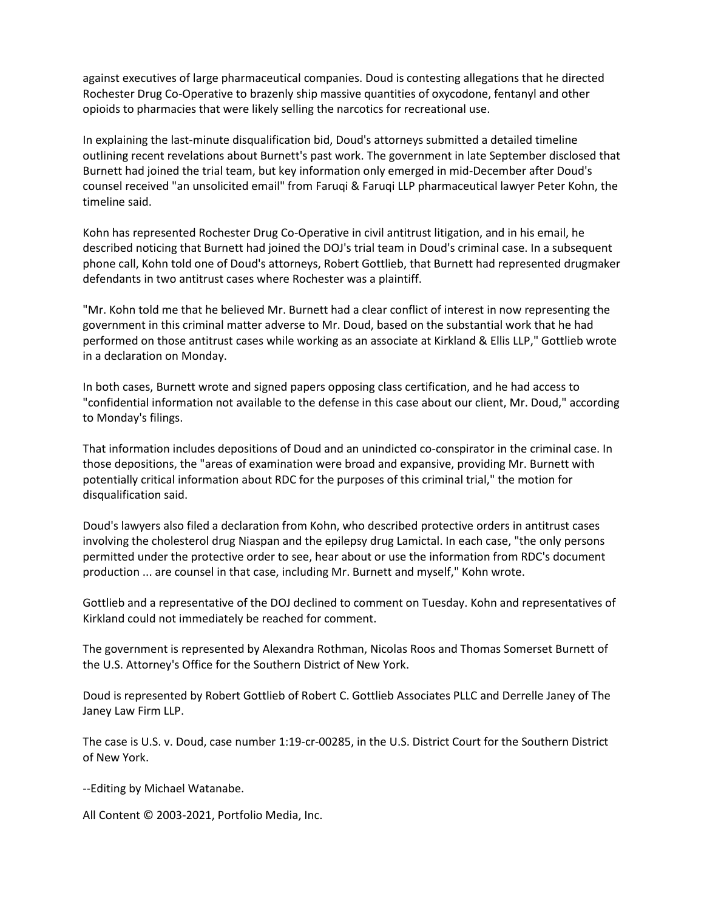against executives of large pharmaceutical companies. Doud is contesting allegations that he directed Rochester Drug Co-Operative to brazenly ship massive quantities of oxycodone, fentanyl and other opioids to pharmacies that were likely selling the narcotics for recreational use.

In explaining the last-minute disqualification bid, Doud's attorneys submitted a detailed timeline outlining recent revelations about Burnett's past work. The government in late September disclosed that Burnett had joined the trial team, but key information only emerged in mid-December after Doud's counsel received "an unsolicited email" from Faruqi & Faruqi LLP pharmaceutical lawyer Peter Kohn, the timeline said.

Kohn has represented Rochester Drug Co-Operative in civil antitrust litigation, and in his email, he described noticing that Burnett had joined the DOJ's trial team in Doud's criminal case. In a subsequent phone call, Kohn told one of Doud's attorneys, Robert Gottlieb, that Burnett had represented drugmaker defendants in two antitrust cases where Rochester was a plaintiff.

"Mr. Kohn told me that he believed Mr. Burnett had a clear conflict of interest in now representing the government in this criminal matter adverse to Mr. Doud, based on the substantial work that he had performed on those antitrust cases while working as an associate at Kirkland & Ellis LLP," Gottlieb wrote in a declaration on Monday.

In both cases, Burnett wrote and signed papers opposing class certification, and he had access to "confidential information not available to the defense in this case about our client, Mr. Doud," according to Monday's filings.

That information includes depositions of Doud and an unindicted co-conspirator in the criminal case. In those depositions, the "areas of examination were broad and expansive, providing Mr. Burnett with potentially critical information about RDC for the purposes of this criminal trial," the motion for disqualification said.

Doud's lawyers also filed a declaration from Kohn, who described protective orders in antitrust cases involving the cholesterol drug Niaspan and the epilepsy drug Lamictal. In each case, "the only persons permitted under the protective order to see, hear about or use the information from RDC's document production ... are counsel in that case, including Mr. Burnett and myself," Kohn wrote.

Gottlieb and a representative of the DOJ declined to comment on Tuesday. Kohn and representatives of Kirkland could not immediately be reached for comment.

The government is represented by Alexandra Rothman, Nicolas Roos and Thomas Somerset Burnett of the U.S. Attorney's Office for the Southern District of New York.

Doud is represented by Robert Gottlieb of Robert C. Gottlieb Associates PLLC and Derrelle Janey of The Janey Law Firm LLP.

The case is U.S. v. Doud, case number 1:19-cr-00285, in the U.S. District Court for the Southern District of New York.

--Editing by Michael Watanabe.

All Content © 2003-2021, Portfolio Media, Inc.